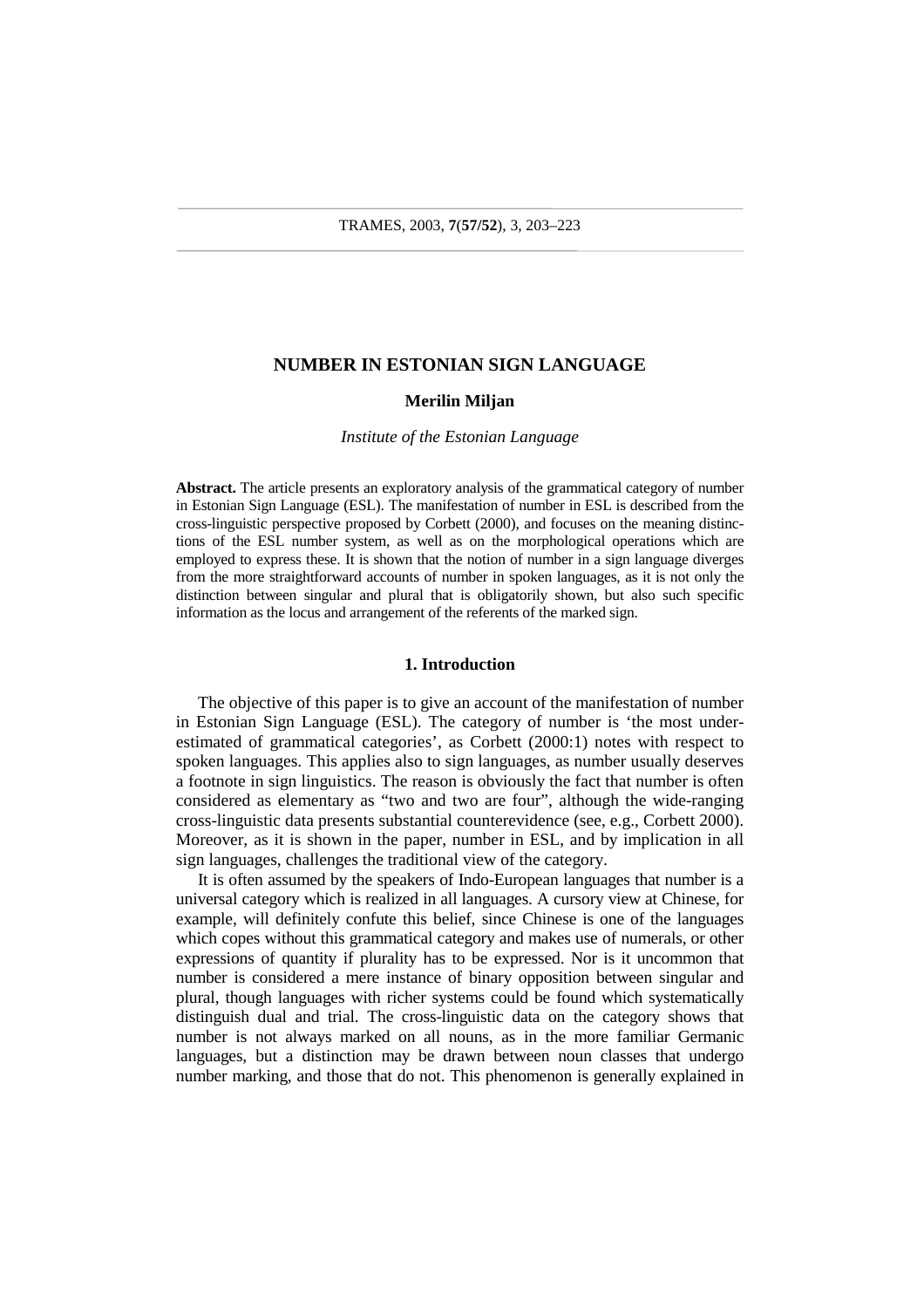# NUMBER IN ESTONIAN SIGN LANGUAGE

**Merilin Miljan**

*Institute of the Estonian Language*

**Abstract.** The article presents an exploratory analysis of the grammatical category of number in Estonian Sign Language (ESL). The manifestation of number in ESL is described from the cross-linguistic perspective proposed by Corbett (2000), and focuses on the meaning distinctions of the ESL number system, as well as on the morphological operations which are employed to express these. It is shown that the notion of number in a sign language diverges from the more straightforward accounts of number in spoken languages, as it is not only the distinction between singular and plural that is obligatorily shown, but also such specific information as the locus and arrangement of the referents of the marked sign.

## 1. Introduction

The objective of this paper is to give an account of the manifestation of number in Estonian Sign Language (ESL). The category of number is 'the most underestimated of grammatical categories', as Corbett (2000:1) notes with respect to spoken languages. This applies also to sign languages, as number usually deserves a footnote in sign linguistics. The reason is obviously the fact that number is often considered as elementary as "two and two are four", although the wide-ranging cross-linguistic data presents substantial counterevidence (see, e.g., Corbett 2000). Moreover, as it is shown in the paper, number in ESL, and by implication in all sign languages, challenges the traditional view of the category.

It is often assumed by the speakers of Indo-European languages that number is a universal category which is realized in all languages. A cursory view at Chinese, for example, will definitely confute this belief, since Chinese is one of the languages which copes without this grammatical category and makes use of numerals, or other expressions of quantity if plurality has to be expressed. Nor is it uncommon that number is considered a mere instance of binary opposition between singular and plural, though languages with richer systems could be found which systematically distinguish dual and trial. The cross-linguistic data on the category shows that number is not always marked on all nouns, as in the more familiar Germanic languages, but a distinction may be drawn between noun classes that undergo number marking, and those that do not. This phenomenon is generally explained in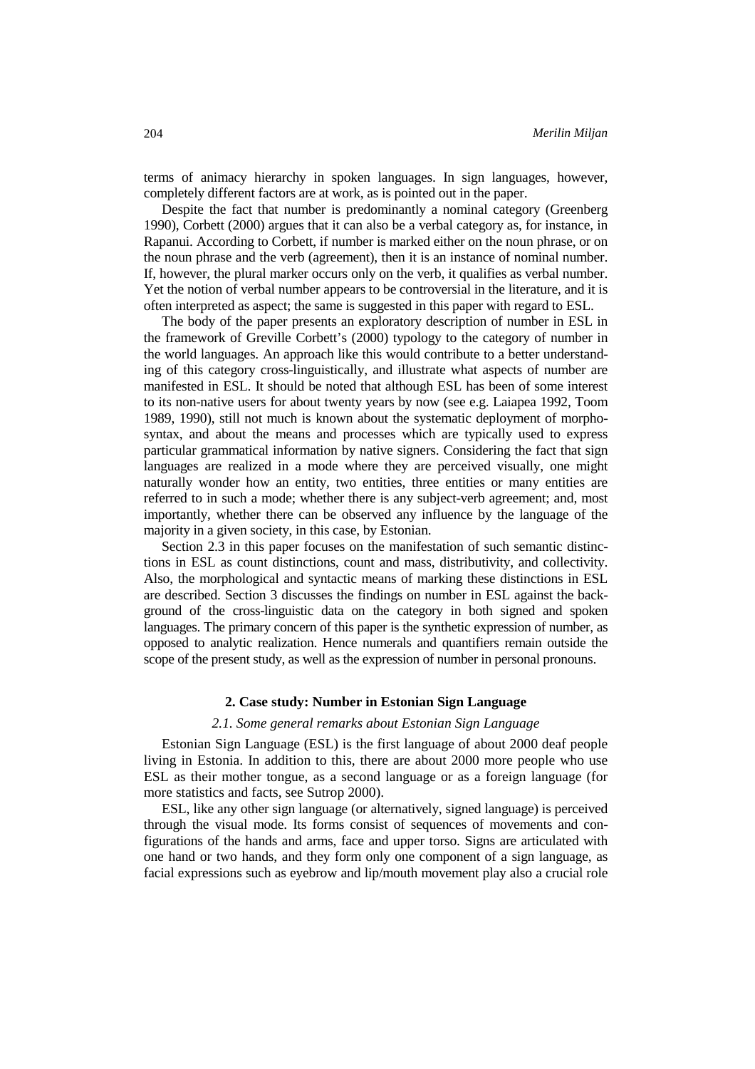terms of animacy hierarchy in spoken languages. In sign languages, however, completely different factors are at work, as is pointed out in the paper.

Despite the fact that number is predominantly a nominal category (Greenberg 1990), Corbett (2000) argues that it can also be a verbal category as, for instance, in Rapanui. According to Corbett, if number is marked either on the noun phrase, or on the noun phrase and the verb (agreement), then it is an instance of nominal number. If, however, the plural marker occurs only on the verb, it qualifies as verbal number. Yet the notion of verbal number appears to be controversial in the literature, and it is often interpreted as aspect; the same is suggested in this paper with regard to ESL.

The body of the paper presents an exploratory description of number in ESL in the framework of Greville Corbett's (2000) typology to the category of number in the world languages. An approach like this would contribute to a better understanding of this category cross-linguistically, and illustrate what aspects of number are manifested in ESL. It should be noted that although ESL has been of some interest to its non-native users for about twenty years by now (see e.g. Laiapea 1992, Toom 1989, 1990), still not much is known about the systematic deployment of morphosyntax, and about the means and processes which are typically used to express particular grammatical information by native signers. Considering the fact that sign languages are realized in a mode where they are perceived visually, one might naturally wonder how an entity, two entities, three entities or many entities are referred to in such a mode; whether there is any subject-verb agreement; and, most importantly, whether there can be observed any influence by the language of the majority in a given society, in this case, by Estonian.

Section 2.3 in this paper focuses on the manifestation of such semantic distinctions in ESL as count distinctions, count and mass, distributivity, and collectivity. Also, the morphological and syntactic means of marking these distinctions in ESL are described. Section 3 discusses the findings on number in ESL against the background of the cross-linguistic data on the category in both signed and spoken languages. The primary concern of this paper is the synthetic expression of number, as opposed to analytic realization. Hence numerals and quantifiers remain outside the scope of the present study, as well as the expression of number in personal pronouns.

## 2. Case study: Number in Estonian Sign Language

### *2.1. Some general remarks about Estonian Sign Language*

Estonian Sign Language (ESL) is the first language of about 2000 deaf people living in Estonia. In addition to this, there are about 2000 more people who use ESL as their mother tongue, as a second language or as a foreign language (for more statistics and facts, see Sutrop 2000).

ESL, like any other sign language (or alternatively, signed language) is perceived through the visual mode. Its forms consist of sequences of movements and configurations of the hands and arms, face and upper torso. Signs are articulated with one hand or two hands, and they form only one component of a sign language, as facial expressions such as eyebrow and lip/mouth movement play also a crucial role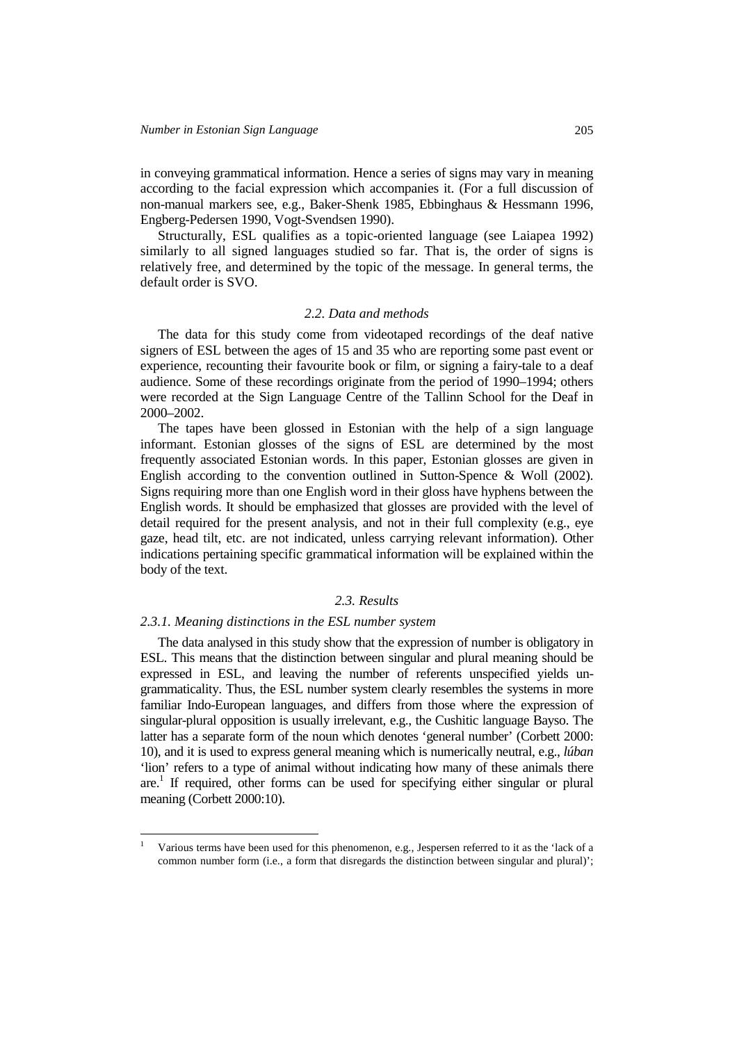in conveying grammatical information. Hence a series of signs may vary in meaning according to the facial expression which accompanies it. (For a full discussion of non-manual markers see, e.g., Baker-Shenk 1985, Ebbinghaus & Hessmann 1996, Engberg-Pedersen 1990, Vogt-Svendsen 1990).

Structurally, ESL qualifies as a topic-oriented language (see Laiapea 1992) similarly to all signed languages studied so far. That is, the order of signs is relatively free, and determined by the topic of the message. In general terms, the default order is SVO.

### *2.2. Data and methods*

The data for this study come from videotaped recordings of the deaf native signers of ESL between the ages of 15 and 35 who are reporting some past event or experience, recounting their favourite book or film, or signing a fairy-tale to a deaf audience. Some of these recordings originate from the period of 1990–1994; others were recorded at the Sign Language Centre of the Tallinn School for the Deaf in 2000–2002.

The tapes have been glossed in Estonian with the help of a sign language informant. Estonian glosses of the signs of ESL are determined by the most frequently associated Estonian words. In this paper, Estonian glosses are given in English according to the convention outlined in Sutton-Spence & Woll (2002). Signs requiring more than one English word in their gloss have hyphens between the English words. It should be emphasized that glosses are provided with the level of detail required for the present analysis, and not in their full complexity (e.g., eye gaze, head tilt, etc. are not indicated, unless carrying relevant information). Other indications pertaining specific grammatical information will be explained within the body of the text.

### *2.3. Results*

#### *2.3.1. Meaning distinctions in the ESL number system*

The data analysed in this study show that the expression of number is obligatory in ESL. This means that the distinction between singular and plural meaning should be expressed in ESL, and leaving the number of referents unspecified yields ungrammaticality. Thus, the ESL number system clearly resembles the systems in more familiar Indo-European languages, and differs from those where the expression of singular-plural opposition is usually irrelevant, e.g., the Cushitic language Bayso. The latter has a separate form of the noun which denotes 'general number' (Corbett 2000: 10), and it is used to express general meaning which is numerically neutral, e.g., *lúban* 'lion' refers to a type of animal without indicating how many of these animals there are.[1] If required, other forms can be used for specifying either singular or plural meaning (Corbett 2000:10).

[1] Various terms have been used for this phenomenon, e.g., Jespersen referred to it as the 'lack of a common number form (i.e., a form that disregards the distinction between singular and plural)';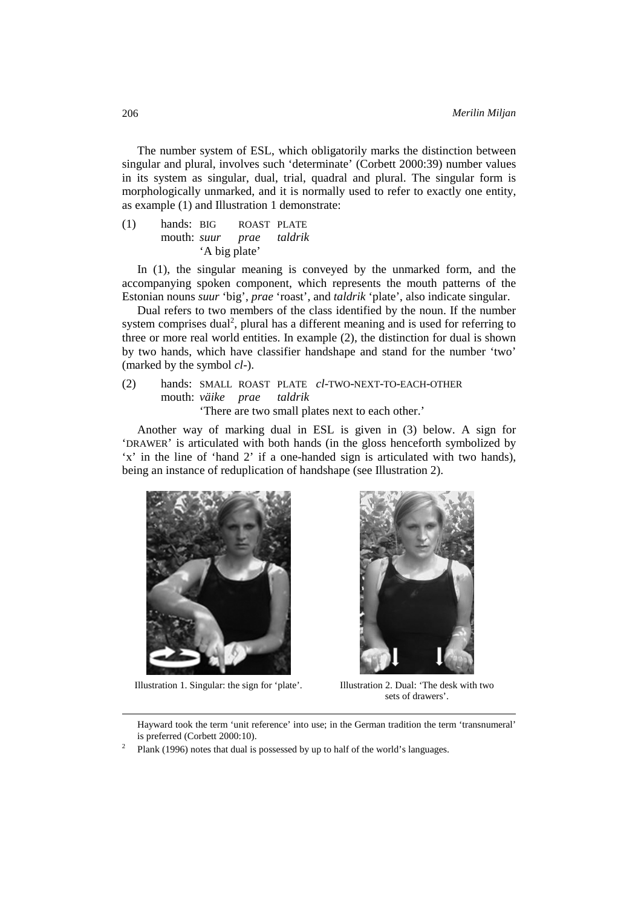The number system of ESL, which obligatorily marks the distinction between singular and plural, involves such 'determinate' (Corbett 2000:39) number values in its system as singular, dual, trial, quadral and plural. The singular form is morphologically unmarked, and it is normally used to refer to exactly one entity, as example (1) and Illustration 1 demonstrate:

(1) hands: BIG ROAST PLATE
mouth: *suur prae taldrik*
'A big plate'

In (1), the singular meaning is conveyed by the unmarked form, and the accompanying spoken component, which represents the mouth patterns of the Estonian nouns *suur* 'big', *prae* 'roast', and *taldrik* 'plate', also indicate singular.

Dual refers to two members of the class identified by the noun. If the number system comprises dual[2], plural has a different meaning and is used for referring to three or more real world entities. In example (2), the distinction for dual is shown by two hands, which have classifier handshape and stand for the number 'two' (marked by the symbol *cl*-).

(2) hands: SMALL ROAST PLATE *cl*-TWO-NEXT-TO-EACH-OTHER
mouth: *väike prae taldrik*
'There are two small plates next to each other.'

Another way of marking dual in ESL is given in (3) below. A sign for 'DRAWER' is articulated with both hands (in the gloss henceforth symbolized by 'x' in the line of 'hand 2' if a one-handed sign is articulated with two hands), being an instance of reduplication of handshape (see Illustration 2).

Illustration 1. Singular: the sign for 'plate'.

Illustration 2. Dual: 'The desk with two sets of drawers'.

Hayward took the term 'unit reference' into use; in the German tradition the term 'transnumeral' is preferred (Corbett 2000:10).

[2] Plank (1996) notes that dual is possessed by up to half of the world's languages.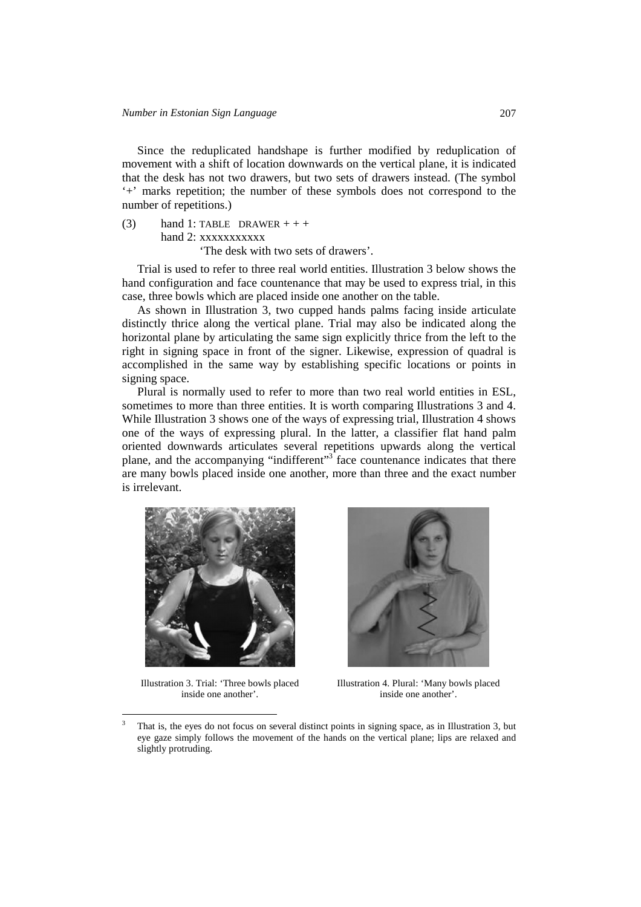Since the reduplicated handshape is further modified by reduplication of movement with a shift of location downwards on the vertical plane, it is indicated that the desk has not two drawers, but two sets of drawers instead. (The symbol '+' marks repetition; the number of these symbols does not correspond to the number of repetitions.)

(3) hand 1: TABLE DRAWER + + +
hand 2: xxxxxxxxxxx
'The desk with two sets of drawers'.

Trial is used to refer to three real world entities. Illustration 3 below shows the hand configuration and face countenance that may be used to express trial, in this case, three bowls which are placed inside one another on the table.

As shown in Illustration 3, two cupped hands palms facing inside articulate distinctly thrice along the vertical plane. Trial may also be indicated along the horizontal plane by articulating the same sign explicitly thrice from the left to the right in signing space in front of the signer. Likewise, expression of quadral is accomplished in the same way by establishing specific locations or points in signing space.

Plural is normally used to refer to more than two real world entities in ESL, sometimes to more than three entities. It is worth comparing Illustrations 3 and 4. While Illustration 3 shows one of the ways of expressing trial, Illustration 4 shows one of the ways of expressing plural. In the latter, a classifier flat hand palm oriented downwards articulates several repetitions upwards along the vertical plane, and the accompanying "indifferent"[3] face countenance indicates that there are many bowls placed inside one another, more than three and the exact number is irrelevant.

Illustration 3. Trial: 'Three bowls placed inside one another'.

Illustration 4. Plural: 'Many bowls placed inside one another'.

[3] That is, the eyes do not focus on several distinct points in signing space, as in Illustration 3, but eye gaze simply follows the movement of the hands on the vertical plane; lips are relaxed and slightly protruding.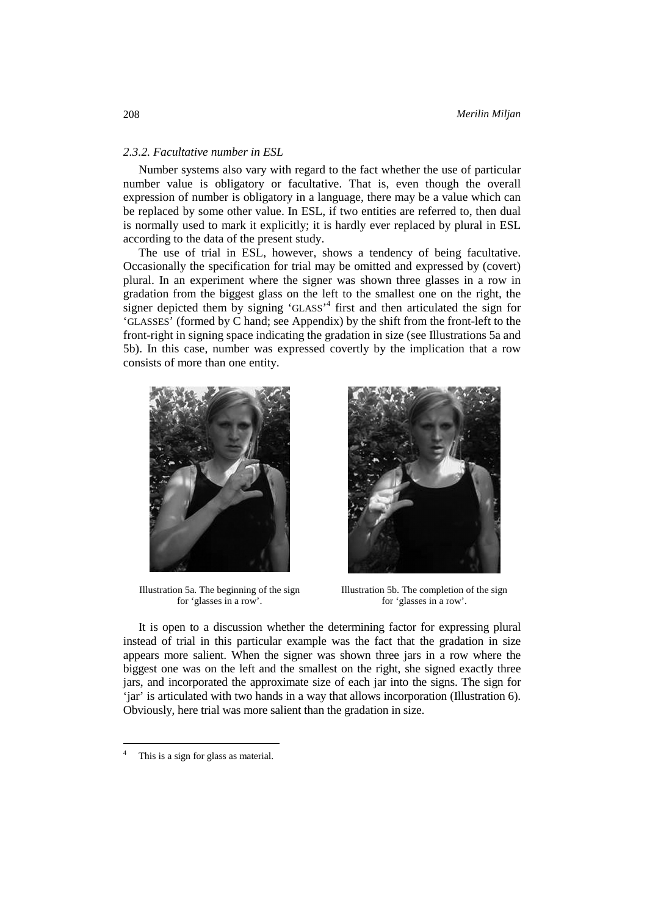### 2.3.2. Facultative number in ESL

Number systems also vary with regard to the fact whether the use of particular number value is obligatory or facultative. That is, even though the overall expression of number is obligatory in a language, there may be a value which can be replaced by some other value. In ESL, if two entities are referred to, then dual is normally used to mark it explicitly; it is hardly ever replaced by plural in ESL according to the data of the present study.

The use of trial in ESL, however, shows a tendency of being facultative. Occasionally the specification for trial may be omitted and expressed by (covert) plural. In an experiment where the signer was shown three glasses in a row in gradation from the biggest glass on the left to the smallest one on the right, the signer depicted them by signing 'GLASS'[4] first and then articulated the sign for 'GLASSES' (formed by C hand; see Appendix) by the shift from the front-left to the front-right in signing space indicating the gradation in size (see Illustrations 5a and 5b). In this case, number was expressed covertly by the implication that a row consists of more than one entity.

Illustration 5a. The beginning of the sign for 'glasses in a row'.

Illustration 5b. The completion of the sign for 'glasses in a row'.

It is open to a discussion whether the determining factor for expressing plural instead of trial in this particular example was the fact that the gradation in size appears more salient. When the signer was shown three jars in a row where the biggest one was on the left and the smallest on the right, she signed exactly three jars, and incorporated the approximate size of each jar into the signs. The sign for 'jar' is articulated with two hands in a way that allows incorporation (Illustration 6). Obviously, here trial was more salient than the gradation in size.

[4] This is a sign for glass as material.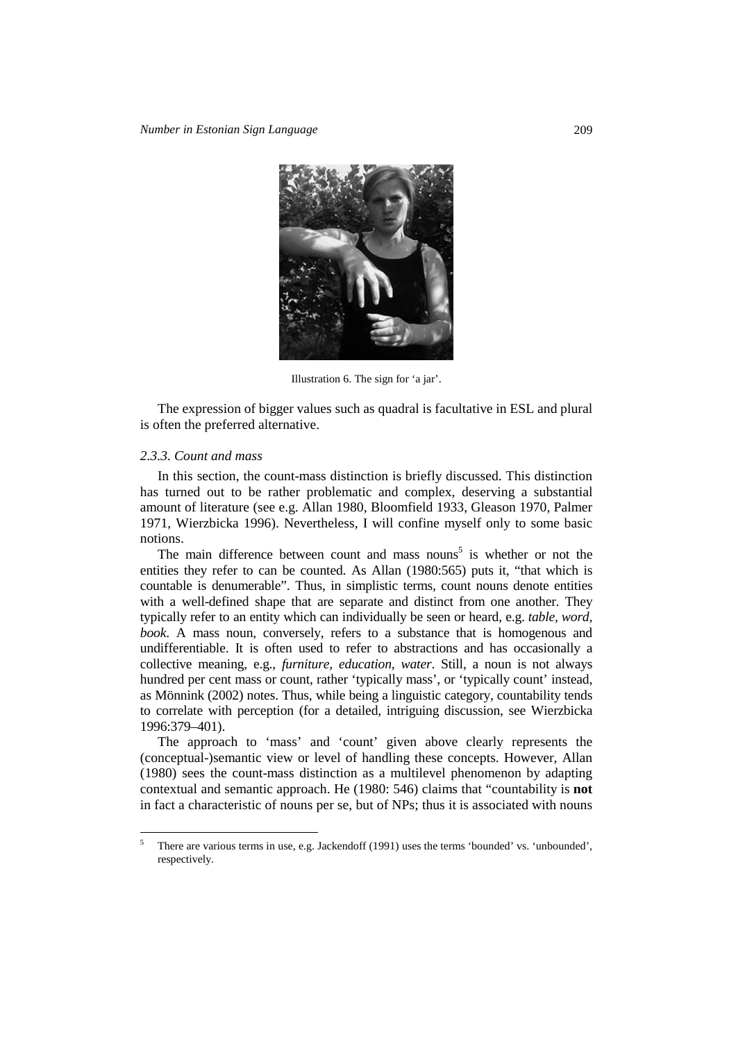Illustration 6. The sign for 'a jar'.

The expression of bigger values such as quadral is facultative in ESL and plural is often the preferred alternative.

### *2.3.3. Count and mass*

In this section, the count-mass distinction is briefly discussed. This distinction has turned out to be rather problematic and complex, deserving a substantial amount of literature (see e.g. Allan 1980, Bloomfield 1933, Gleason 1970, Palmer 1971, Wierzbicka 1996). Nevertheless, I will confine myself only to some basic notions.

The main difference between count and mass nouns[5] is whether or not the entities they refer to can be counted. As Allan (1980:565) puts it, "that which is countable is denumerable". Thus, in simplistic terms, count nouns denote entities with a well-defined shape that are separate and distinct from one another. They typically refer to an entity which can individually be seen or heard, e.g. *table, word, book*. A mass noun, conversely, refers to a substance that is homogenous and undifferentiable. It is often used to refer to abstractions and has occasionally a collective meaning, e.g., *furniture, education, water*. Still, a noun is not always hundred per cent mass or count, rather 'typically mass', or 'typically count' instead, as Mönnink (2002) notes. Thus, while being a linguistic category, countability tends to correlate with perception (for a detailed, intriguing discussion, see Wierzbicka 1996:379–401).

The approach to 'mass' and 'count' given above clearly represents the (conceptual-)semantic view or level of handling these concepts. However, Allan (1980) sees the count-mass distinction as a multilevel phenomenon by adapting contextual and semantic approach. He (1980: 546) claims that "countability is **not** in fact a characteristic of nouns per se, but of NPs; thus it is associated with nouns

---

[5] There are various terms in use, e.g. Jackendoff (1991) uses the terms 'bounded' vs. 'unbounded', respectively.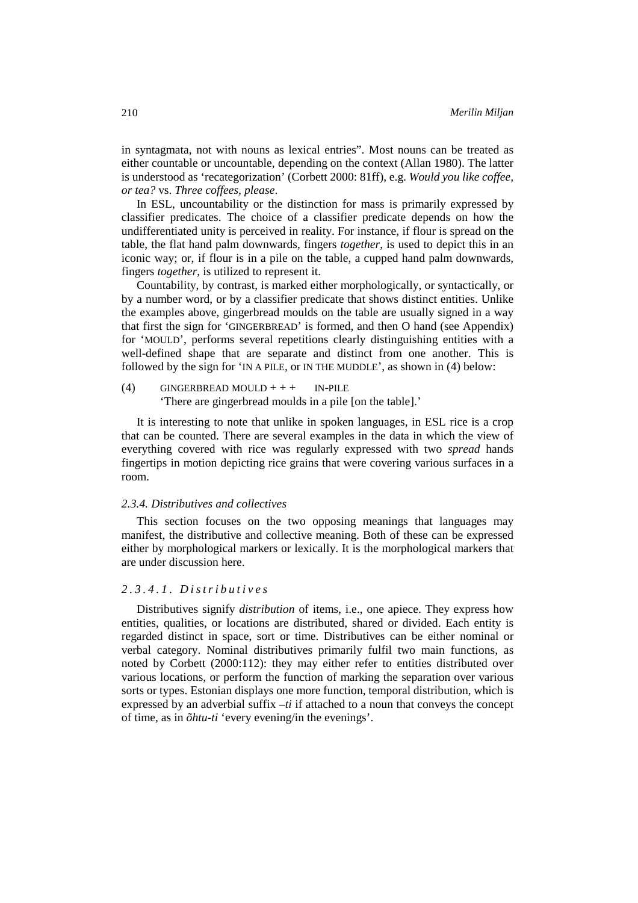in syntagmata, not with nouns as lexical entries". Most nouns can be treated as either countable or uncountable, depending on the context (Allan 1980). The latter is understood as 'recategorization' (Corbett 2000: 81ff), e.g. *Would you like coffee, or tea?* vs. *Three coffees, please*.

In ESL, uncountability or the distinction for mass is primarily expressed by classifier predicates. The choice of a classifier predicate depends on how the undifferentiated unity is perceived in reality. For instance, if flour is spread on the table, the flat hand palm downwards, fingers *together*, is used to depict this in an iconic way; or, if flour is in a pile on the table, a cupped hand palm downwards, fingers *together*, is utilized to represent it.

Countability, by contrast, is marked either morphologically, or syntactically, or by a number word, or by a classifier predicate that shows distinct entities. Unlike the examples above, gingerbread moulds on the table are usually signed in a way that first the sign for 'GINGERBREAD' is formed, and then O hand (see Appendix) for 'MOULD', performs several repetitions clearly distinguishing entities with a well-defined shape that are separate and distinct from one another. This is followed by the sign for 'IN A PILE, or IN THE MUDDLE', as shown in (4) below:

(4) GINGERBREAD MOULD + + + IN-PILE
'There are gingerbread moulds in a pile [on the table].'

It is interesting to note that unlike in spoken languages, in ESL rice is a crop that can be counted. There are several examples in the data in which the view of everything covered with rice was regularly expressed with two *spread* hands fingertips in motion depicting rice grains that were covering various surfaces in a room.

### *2.3.4. Distributives and collectives*

This section focuses on the two opposing meanings that languages may manifest, the distributive and collective meaning. Both of these can be expressed either by morphological markers or lexically. It is the morphological markers that are under discussion here.

#### *2.3.4.1. Distributives*

Distributives signify *distribution* of items, i.e., one apiece. They express how entities, qualities, or locations are distributed, shared or divided. Each entity is regarded distinct in space, sort or time. Distributives can be either nominal or verbal category. Nominal distributives primarily fulfil two main functions, as noted by Corbett (2000:112): they may either refer to entities distributed over various locations, or perform the function of marking the separation over various sorts or types. Estonian displays one more function, temporal distribution, which is expressed by an adverbial suffix *–ti* if attached to a noun that conveys the concept of time, as in *õhtu-ti* 'every evening/in the evenings'.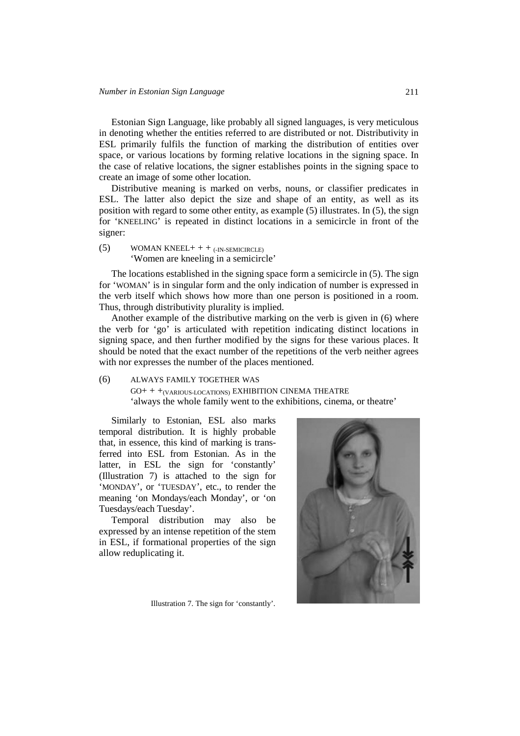Estonian Sign Language, like probably all signed languages, is very meticulous in denoting whether the entities referred to are distributed or not. Distributivity in ESL primarily fulfils the function of marking the distribution of entities over space, or various locations by forming relative locations in the signing space. In the case of relative locations, the signer establishes points in the signing space to create an image of some other location.

Distributive meaning is marked on verbs, nouns, or classifier predicates in ESL. The latter also depict the size and shape of an entity, as well as its position with regard to some other entity, as example (5) illustrates. In (5), the sign for 'KNEELING' is repeated in distinct locations in a semicircle in front of the signer:

(5) WOMAN KNEEL+ + + $_{\text{(-IN-SEMICIRCLE)}}$
'Women are kneeling in a semicircle'

The locations established in the signing space form a semicircle in (5). The sign for 'WOMAN' is in singular form and the only indication of number is expressed in the verb itself which shows how more than one person is positioned in a room. Thus, through distributivity plurality is implied.

Another example of the distributive marking on the verb is given in (6) where the verb for 'go' is articulated with repetition indicating distinct locations in signing space, and then further modified by the signs for these various places. It should be noted that the exact number of the repetitions of the verb neither agrees with nor expresses the number of the places mentioned.

(6) ALWAYS FAMILY TOGETHER WAS
GO+ + +$_{\text{(VARIOUS-LOCATIONS)}}$ EXHIBITION CINEMA THEATRE
'always the whole family went to the exhibitions, cinema, or theatre'

Similarly to Estonian, ESL also marks temporal distribution. It is highly probable that, in essence, this kind of marking is transferred into ESL from Estonian. As in the latter, in ESL the sign for 'constantly' (Illustration 7) is attached to the sign for 'MONDAY', or 'TUESDAY', etc., to render the meaning 'on Mondays/each Monday', or 'on Tuesdays/each Tuesday'.

Temporal distribution may also be expressed by an intense repetition of the stem in ESL, if formational properties of the sign allow reduplicating it.

Illustration 7. The sign for 'constantly'.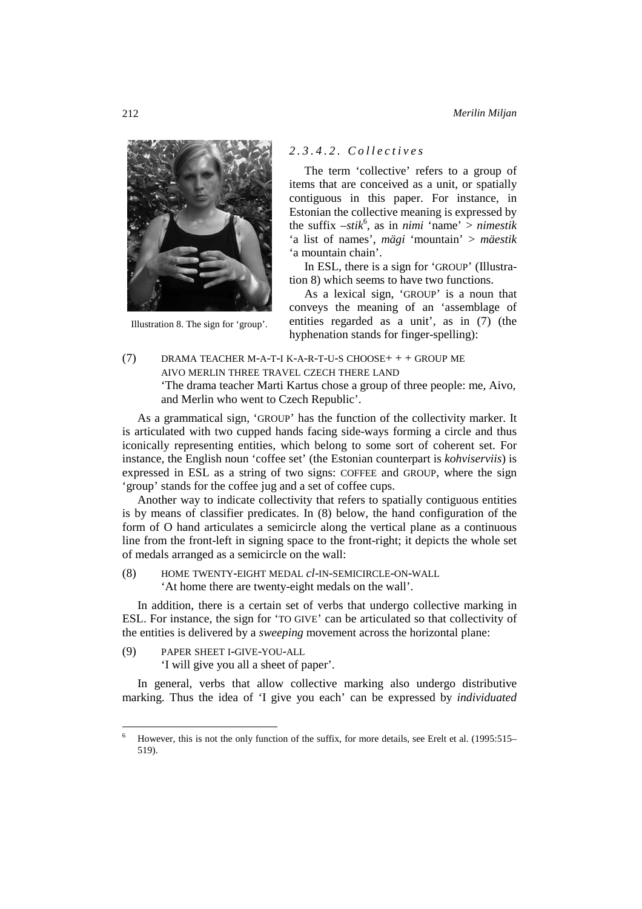Illustration 8. The sign for 'group'.

#### 2.3.4.2. Collectives

The term 'collective' refers to a group of items that are conceived as a unit, or spatially contiguous in this paper. For instance, in Estonian the collective meaning is expressed by the suffix *–stik*[6], as in *nimi* 'name' > *nimestik* 'a list of names', *mägi* 'mountain' > *mäestik* 'a mountain chain'.

In ESL, there is a sign for 'GROUP' (Illustration 8) which seems to have two functions.

As a lexical sign, 'GROUP' is a noun that conveys the meaning of an 'assemblage of entities regarded as a unit', as in (7) (the hyphenation stands for finger-spelling):

(7) DRAMA TEACHER M-A-T-I K-A-R-T-U-S CHOOSE+ + + GROUP ME AIVO MERLIN THREE TRAVEL CZECH THERE LAND
'The drama teacher Marti Kartus chose a group of three people: me, Aivo, and Merlin who went to Czech Republic'.

As a grammatical sign, 'GROUP' has the function of the collectivity marker. It is articulated with two cupped hands facing side-ways forming a circle and thus iconically representing entities, which belong to some sort of coherent set. For instance, the English noun 'coffee set' (the Estonian counterpart is *kohviserviis*) is expressed in ESL as a string of two signs: COFFEE and GROUP, where the sign 'group' stands for the coffee jug and a set of coffee cups.

Another way to indicate collectivity that refers to spatially contiguous entities is by means of classifier predicates. In (8) below, the hand configuration of the form of O hand articulates a semicircle along the vertical plane as a continuous line from the front-left in signing space to the front-right; it depicts the whole set of medals arranged as a semicircle on the wall:

(8) HOME TWENTY-EIGHT MEDAL *cl*-IN-SEMICIRCLE-ON-WALL
'At home there are twenty-eight medals on the wall'.

In addition, there is a certain set of verbs that undergo collective marking in ESL. For instance, the sign for 'TO GIVE' can be articulated so that collectivity of the entities is delivered by a *sweeping* movement across the horizontal plane:

(9) PAPER SHEET I-GIVE-YOU-ALL
'I will give you all a sheet of paper'.

In general, verbs that allow collective marking also undergo distributive marking. Thus the idea of 'I give you each' can be expressed by *individuated*

[6] However, this is not the only function of the suffix, for more details, see Erelt et al. (1995:515–519).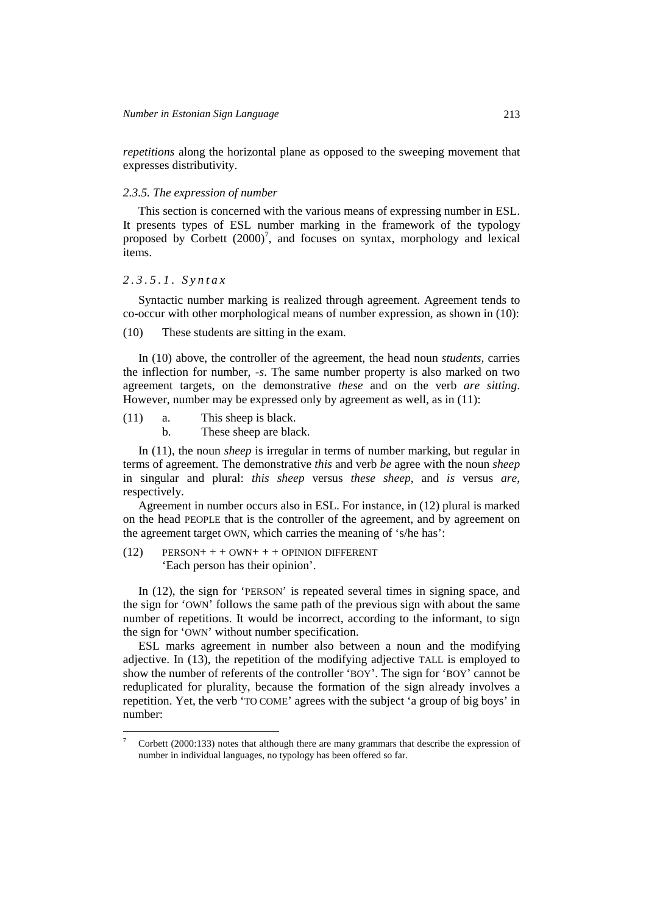*repetitions* along the horizontal plane as opposed to the sweeping movement that expresses distributivity.

### *2.3.5. The expression of number*

This section is concerned with the various means of expressing number in ESL. It presents types of ESL number marking in the framework of the typology proposed by Corbett (2000)[7], and focuses on syntax, morphology and lexical items.

#### *2.3.5.1. Syntax*

Syntactic number marking is realized through agreement. Agreement tends to co-occur with other morphological means of number expression, as shown in (10):

(10) These students are sitting in the exam.

In (10) above, the controller of the agreement, the head noun *students,* carries the inflection for number, *-s*. The same number property is also marked on two agreement targets, on the demonstrative *these* and on the verb *are sitting*. However, number may be expressed only by agreement as well, as in (11):

(11) a. This sheep is black.
  b. These sheep are black.

In (11), the noun *sheep* is irregular in terms of number marking, but regular in terms of agreement. The demonstrative *this* and verb *be* agree with the noun *sheep* in singular and plural: *this sheep* versus *these sheep*, and *is* versus *are*, respectively.

Agreement in number occurs also in ESL. For instance, in (12) plural is marked on the head PEOPLE that is the controller of the agreement, and by agreement on the agreement target OWN, which carries the meaning of 's/he has':

(12) PERSON+ + + OWN+ + + OPINION DIFFERENT
  'Each person has their opinion'.

In (12), the sign for 'PERSON' is repeated several times in signing space, and the sign for 'OWN' follows the same path of the previous sign with about the same number of repetitions. It would be incorrect, according to the informant, to sign the sign for 'OWN' without number specification.

ESL marks agreement in number also between a noun and the modifying adjective. In (13), the repetition of the modifying adjective TALL is employed to show the number of referents of the controller 'BOY'. The sign for 'BOY' cannot be reduplicated for plurality, because the formation of the sign already involves a repetition. Yet, the verb 'TO COME' agrees with the subject 'a group of big boys' in number:

---

[7] Corbett (2000:133) notes that although there are many grammars that describe the expression of number in individual languages, no typology has been offered so far.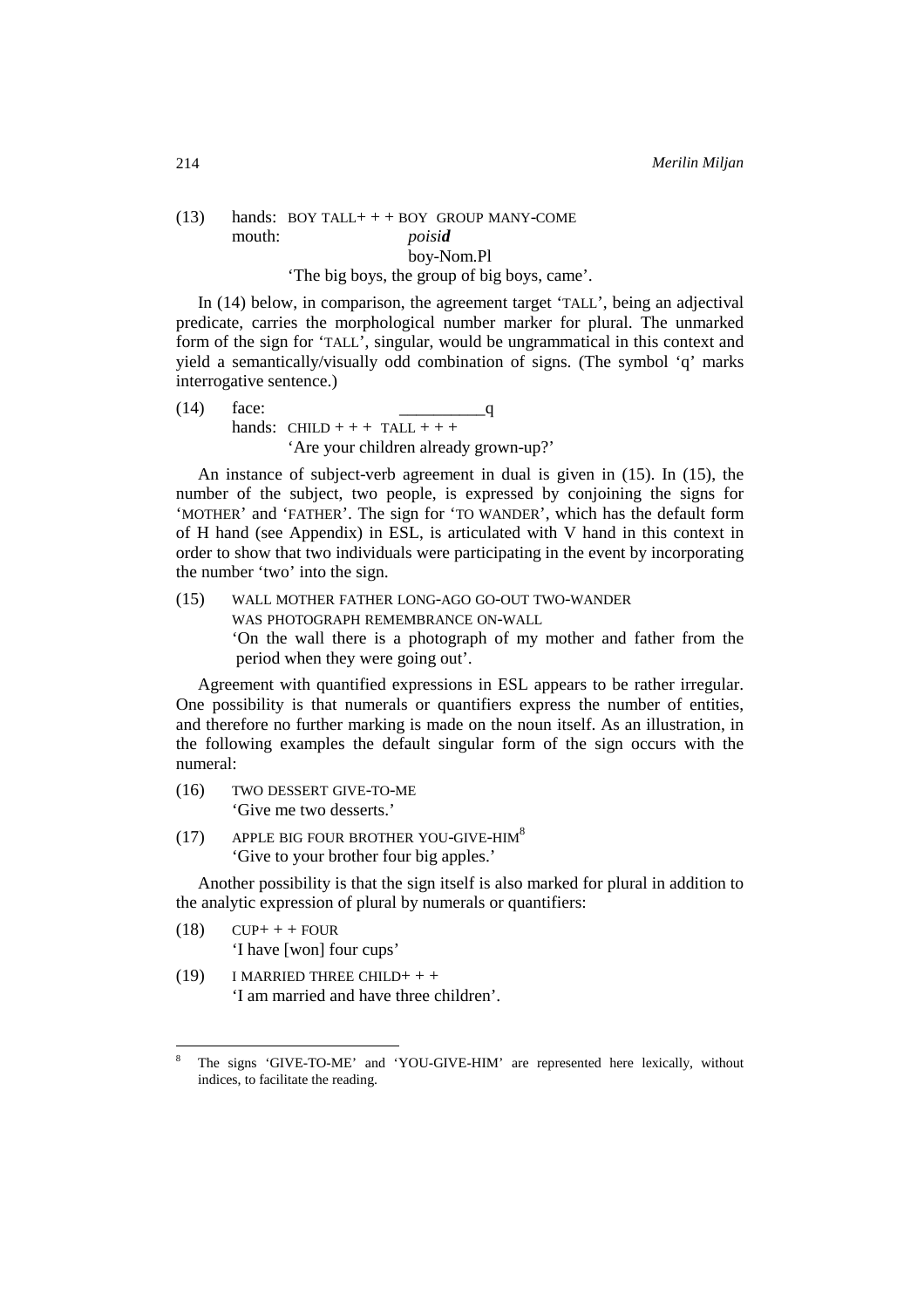(13) hands: BOY TALL+ + + BOY GROUP MANY-COME
 mouth: *poisid*
 boy-Nom.Pl
 'The big boys, the group of big boys, came'.

In (14) below, in comparison, the agreement target 'TALL', being an adjectival predicate, carries the morphological number marker for plural. The unmarked form of the sign for 'TALL', singular, would be ungrammatical in this context and yield a semantically/visually odd combination of signs. (The symbol 'q' marks interrogative sentence.)

(14) face: __________q
 hands: CHILD + + + TALL + + +
 'Are your children already grown-up?'

An instance of subject-verb agreement in dual is given in (15). In (15), the number of the subject, two people, is expressed by conjoining the signs for 'MOTHER' and 'FATHER'. The sign for 'TO WANDER', which has the default form of H hand (see Appendix) in ESL, is articulated with V hand in this context in order to show that two individuals were participating in the event by incorporating the number 'two' into the sign.

(15) WALL MOTHER FATHER LONG-AGO GO-OUT TWO-WANDER
 WAS PHOTOGRAPH REMEMBRANCE ON-WALL
 'On the wall there is a photograph of my mother and father from the period when they were going out'.

Agreement with quantified expressions in ESL appears to be rather irregular. One possibility is that numerals or quantifiers express the number of entities, and therefore no further marking is made on the noun itself. As an illustration, in the following examples the default singular form of the sign occurs with the numeral:

(16) TWO DESSERT GIVE-TO-ME
 'Give me two desserts.'

(17) APPLE BIG FOUR BROTHER YOU-GIVE-HIM[8]
 'Give to your brother four big apples.'

Another possibility is that the sign itself is also marked for plural in addition to the analytic expression of plural by numerals or quantifiers:

(18) CUP+ + + FOUR
 'I have [won] four cups'

(19) I MARRIED THREE CHILD+ + +
 'I am married and have three children'.

---

[8] The signs 'GIVE-TO-ME' and 'YOU-GIVE-HIM' are represented here lexically, without indices, to facilitate the reading.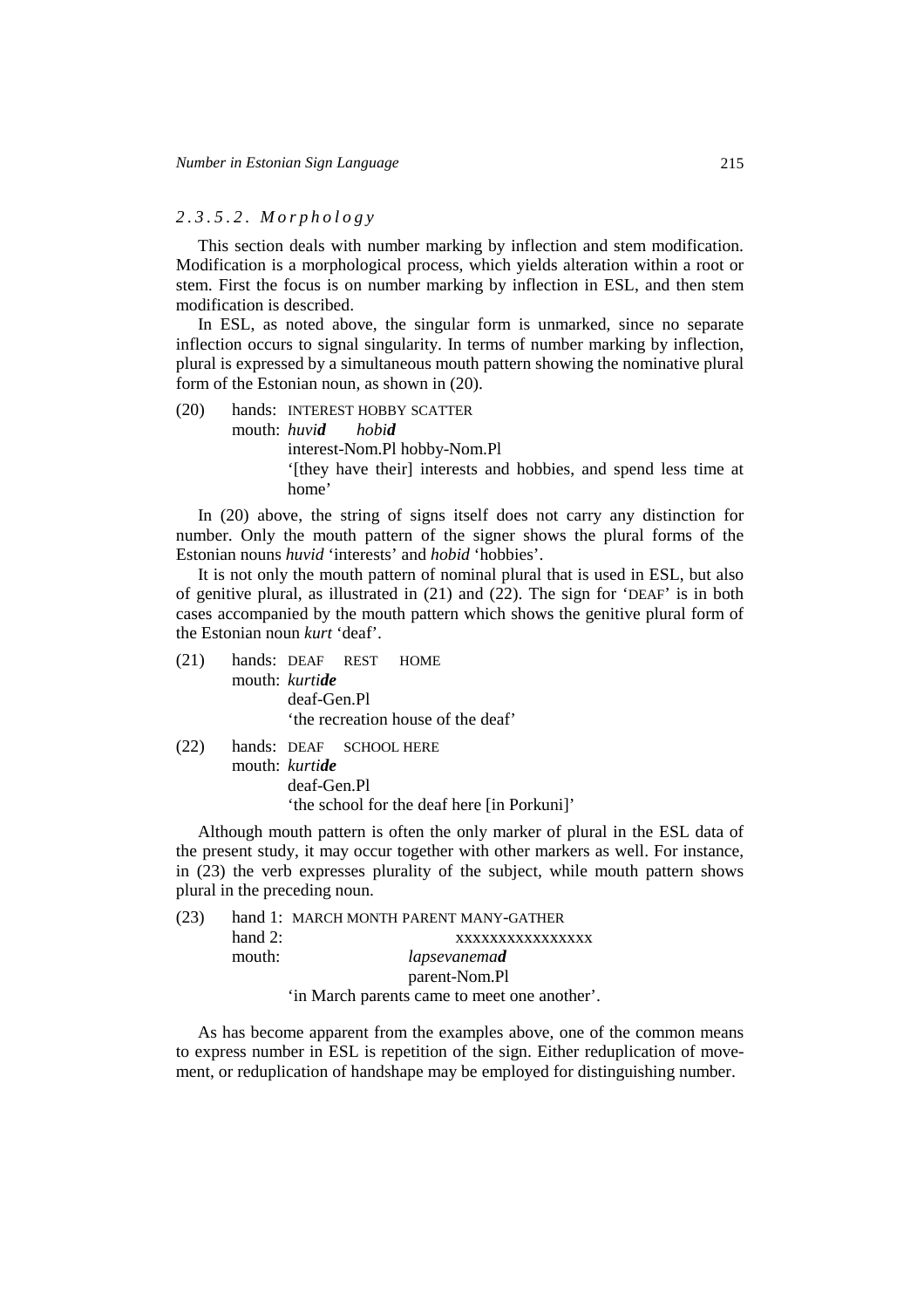### 2.3.5.2. *Morphology*

This section deals with number marking by inflection and stem modification. Modification is a morphological process, which yields alteration within a root or stem. First the focus is on number marking by inflection in ESL, and then stem modification is described.

In ESL, as noted above, the singular form is unmarked, since no separate inflection occurs to signal singularity. In terms of number marking by inflection, plural is expressed by a simultaneous mouth pattern showing the nominative plural form of the Estonian noun, as shown in (20).

(20) hands: INTEREST HOBBY SCATTER
mouth: *huvi**d*** *hobi**d***
interest-Nom.Pl hobby-Nom.Pl
'[they have their] interests and hobbies, and spend less time at home'

In (20) above, the string of signs itself does not carry any distinction for number. Only the mouth pattern of the signer shows the plural forms of the Estonian nouns *huvid* 'interests' and *hobid* 'hobbies'.

It is not only the mouth pattern of nominal plural that is used in ESL, but also of genitive plural, as illustrated in (21) and (22). The sign for 'DEAF' is in both cases accompanied by the mouth pattern which shows the genitive plural form of the Estonian noun *kurt* 'deaf'.

(21) hands: DEAF REST HOME
mouth: *kurti**de***
deaf-Gen.Pl
'the recreation house of the deaf'

(22) hands: DEAF SCHOOL HERE
mouth: *kurti**de***
deaf-Gen.Pl
'the school for the deaf here [in Porkuni]'

Although mouth pattern is often the only marker of plural in the ESL data of the present study, it may occur together with other markers as well. For instance, in (23) the verb expresses plurality of the subject, while mouth pattern shows plural in the preceding noun.

(23) hand 1: MARCH MONTH PARENT MANY-GATHER
hand 2: xxxxxxxxxxxxxxxx
mouth: *lapsevanema**d***
parent-Nom.Pl
'in March parents came to meet one another'.

As has become apparent from the examples above, one of the common means to express number in ESL is repetition of the sign. Either reduplication of movement, or reduplication of handshape may be employed for distinguishing number.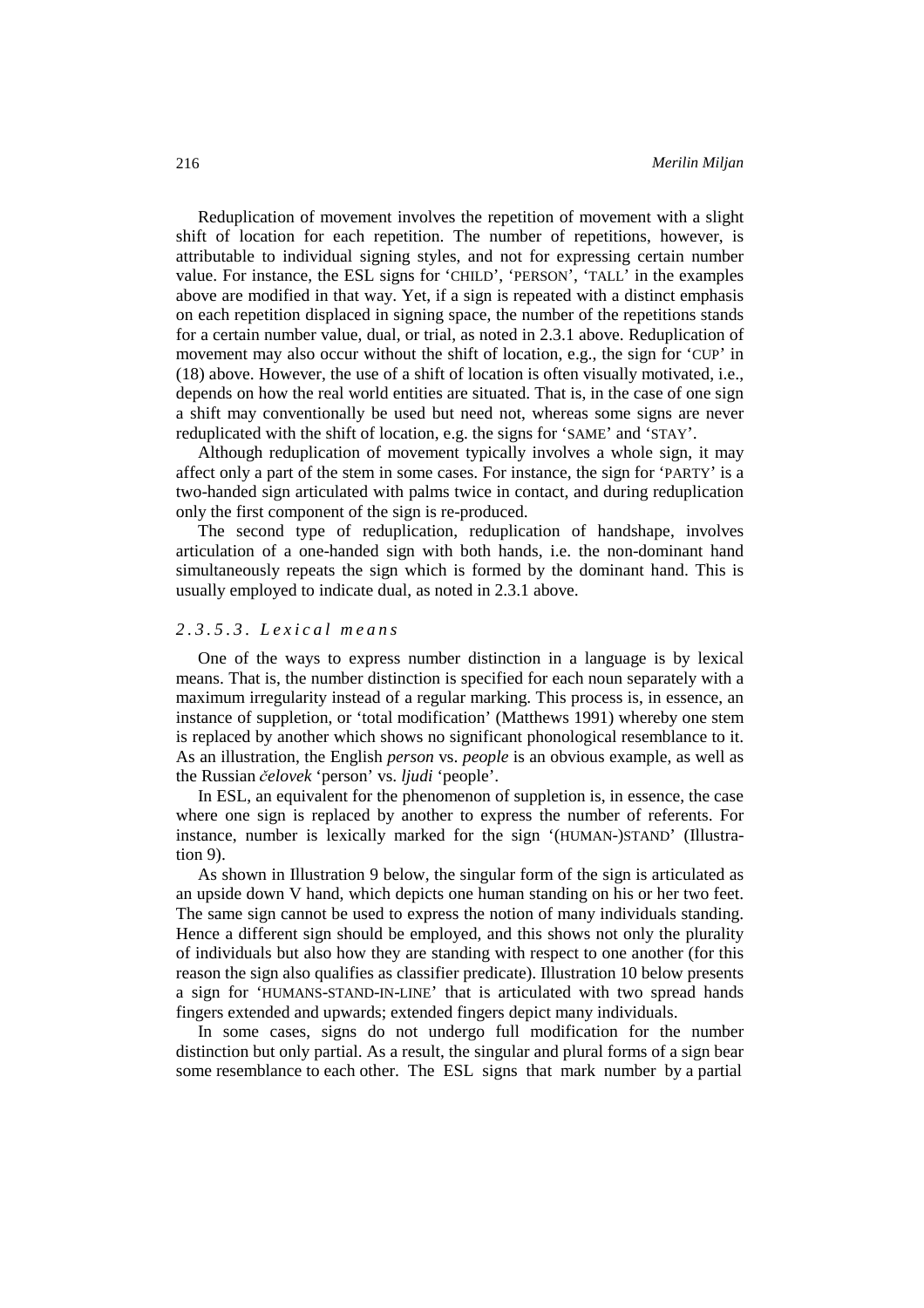Reduplication of movement involves the repetition of movement with a slight shift of location for each repetition. The number of repetitions, however, is attributable to individual signing styles, and not for expressing certain number value. For instance, the ESL signs for 'CHILD', 'PERSON', 'TALL' in the examples above are modified in that way. Yet, if a sign is repeated with a distinct emphasis on each repetition displaced in signing space, the number of the repetitions stands for a certain number value, dual, or trial, as noted in 2.3.1 above. Reduplication of movement may also occur without the shift of location, e.g., the sign for 'CUP' in (18) above. However, the use of a shift of location is often visually motivated, i.e., depends on how the real world entities are situated. That is, in the case of one sign a shift may conventionally be used but need not, whereas some signs are never reduplicated with the shift of location, e.g. the signs for 'SAME' and 'STAY'.

Although reduplication of movement typically involves a whole sign, it may affect only a part of the stem in some cases. For instance, the sign for 'PARTY' is a two-handed sign articulated with palms twice in contact, and during reduplication only the first component of the sign is re-produced.

The second type of reduplication, reduplication of handshape, involves articulation of a one-handed sign with both hands, i.e. the non-dominant hand simultaneously repeats the sign which is formed by the dominant hand. This is usually employed to indicate dual, as noted in 2.3.1 above.

#### *2.3.5.3. Lexical means*

One of the ways to express number distinction in a language is by lexical means. That is, the number distinction is specified for each noun separately with a maximum irregularity instead of a regular marking. This process is, in essence, an instance of suppletion, or 'total modification' (Matthews 1991) whereby one stem is replaced by another which shows no significant phonological resemblance to it. As an illustration, the English *person* vs. *people* is an obvious example, as well as the Russian *čelovek* 'person' vs. *ljudi* 'people'.

In ESL, an equivalent for the phenomenon of suppletion is, in essence, the case where one sign is replaced by another to express the number of referents. For instance, number is lexically marked for the sign '(HUMAN-)STAND' (Illustration 9).

As shown in Illustration 9 below, the singular form of the sign is articulated as an upside down V hand, which depicts one human standing on his or her two feet. The same sign cannot be used to express the notion of many individuals standing. Hence a different sign should be employed, and this shows not only the plurality of individuals but also how they are standing with respect to one another (for this reason the sign also qualifies as classifier predicate). Illustration 10 below presents a sign for 'HUMANS-STAND-IN-LINE' that is articulated with two spread hands fingers extended and upwards; extended fingers depict many individuals.

In some cases, signs do not undergo full modification for the number distinction but only partial. As a result, the singular and plural forms of a sign bear some resemblance to each other. The ESL signs that mark number by a partial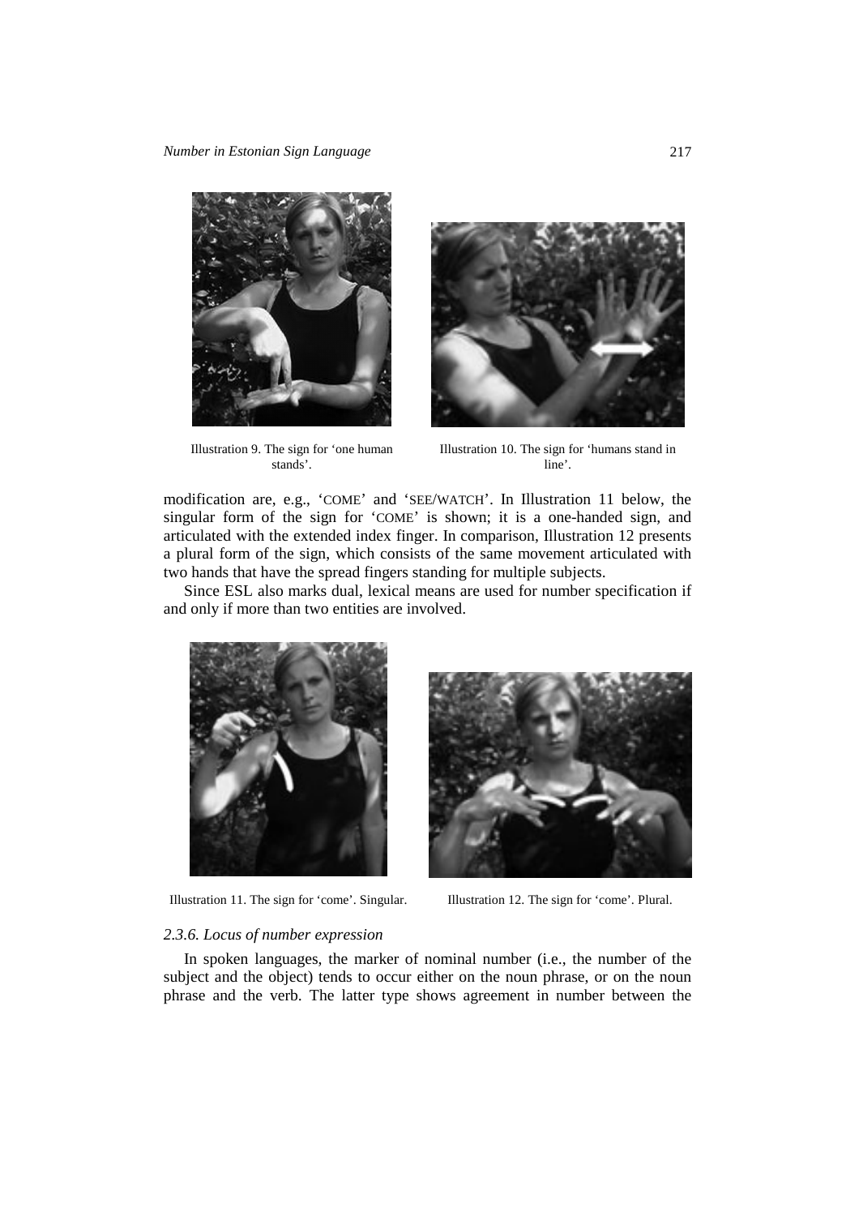Illustration 9. The sign for 'one human stands'.

Illustration 10. The sign for 'humans stand in line'.

modification are, e.g., 'COME' and 'SEE/WATCH'. In Illustration 11 below, the singular form of the sign for 'COME' is shown; it is a one-handed sign, and articulated with the extended index finger. In comparison, Illustration 12 presents a plural form of the sign, which consists of the same movement articulated with two hands that have the spread fingers standing for multiple subjects.

Since ESL also marks dual, lexical means are used for number specification if and only if more than two entities are involved.

Illustration 11. The sign for 'come'. Singular.

Illustration 12. The sign for 'come'. Plural.

### *2.3.6. Locus of number expression*

In spoken languages, the marker of nominal number (i.e., the number of the subject and the object) tends to occur either on the noun phrase, or on the noun phrase and the verb. The latter type shows agreement in number between the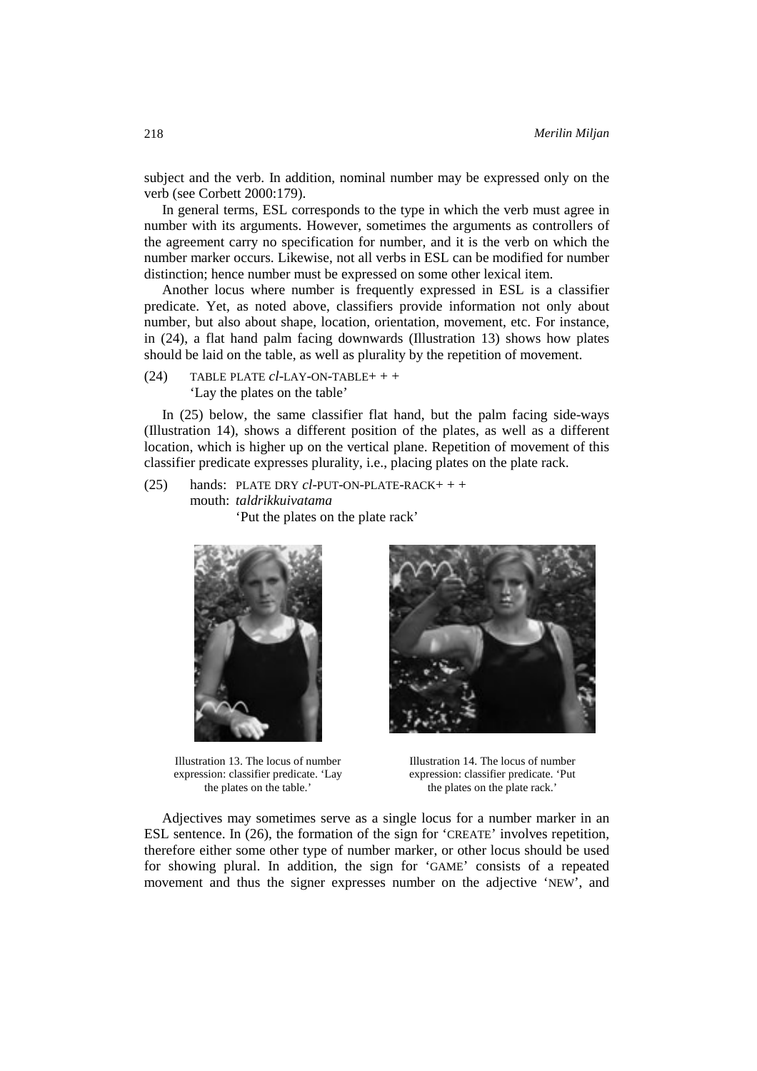subject and the verb. In addition, nominal number may be expressed only on the verb (see Corbett 2000:179).

In general terms, ESL corresponds to the type in which the verb must agree in number with its arguments. However, sometimes the arguments as controllers of the agreement carry no specification for number, and it is the verb on which the number marker occurs. Likewise, not all verbs in ESL can be modified for number distinction; hence number must be expressed on some other lexical item.

Another locus where number is frequently expressed in ESL is a classifier predicate. Yet, as noted above, classifiers provide information not only about number, but also about shape, location, orientation, movement, etc. For instance, in (24), a flat hand palm facing downwards (Illustration 13) shows how plates should be laid on the table, as well as plurality by the repetition of movement.

(24) TABLE PLATE *cl*-LAY-ON-TABLE+ + +
'Lay the plates on the table'

In (25) below, the same classifier flat hand, but the palm facing side-ways (Illustration 14), shows a different position of the plates, as well as a different location, which is higher up on the vertical plane. Repetition of movement of this classifier predicate expresses plurality, i.e., placing plates on the plate rack.

(25) hands: PLATE DRY *cl*-PUT-ON-PLATE-RACK+ + +
mouth: *taldrikkuivatama*
'Put the plates on the plate rack'

Illustration 13. The locus of number expression: classifier predicate. 'Lay the plates on the table.'

Illustration 14. The locus of number expression: classifier predicate. 'Put the plates on the plate rack.'

Adjectives may sometimes serve as a single locus for a number marker in an ESL sentence. In (26), the formation of the sign for 'CREATE' involves repetition, therefore either some other type of number marker, or other locus should be used for showing plural. In addition, the sign for 'GAME' consists of a repeated movement and thus the signer expresses number on the adjective 'NEW', and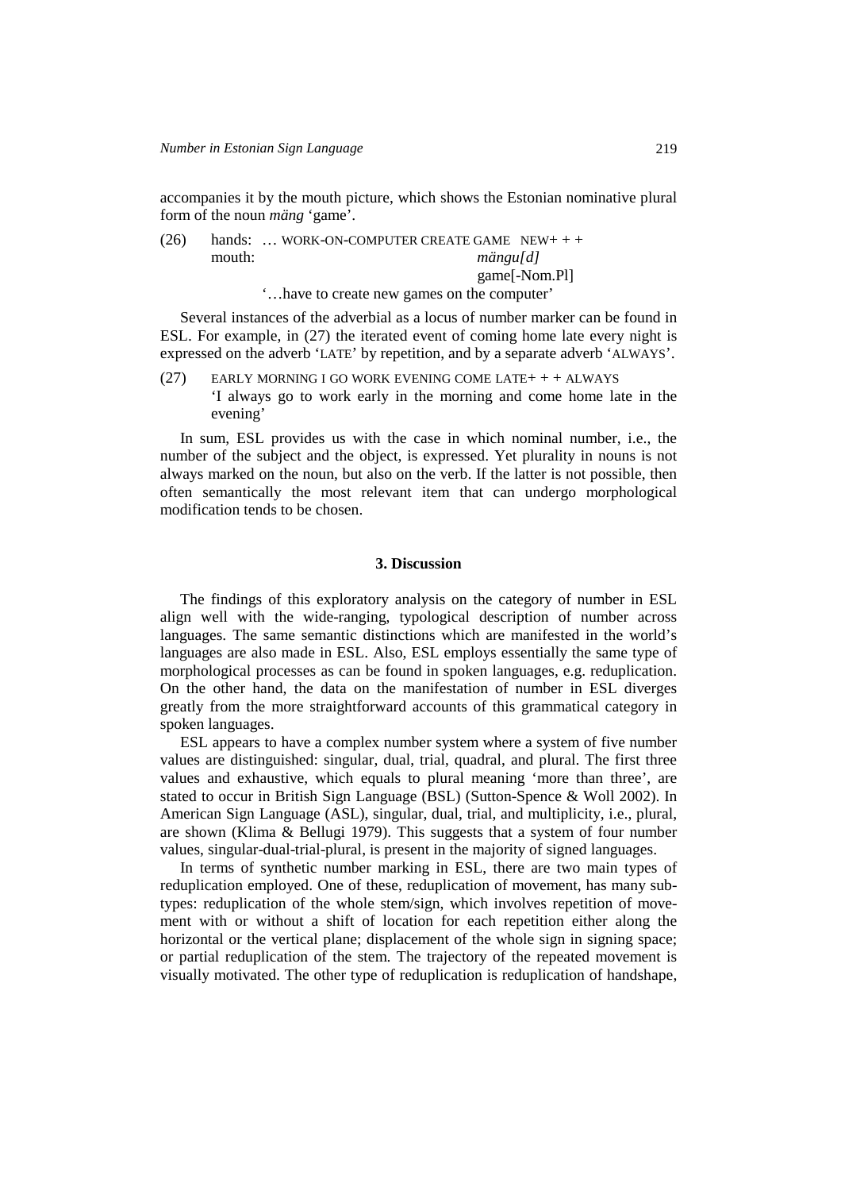accompanies it by the mouth picture, which shows the Estonian nominative plural form of the noun *mäng* 'game'.

(26) hands: … WORK-ON-COMPUTER CREATE GAME NEW+ + +
mouth: *mängu[d]*
game[-Nom.Pl]
'…have to create new games on the computer'

Several instances of the adverbial as a locus of number marker can be found in ESL. For example, in (27) the iterated event of coming home late every night is expressed on the adverb 'LATE' by repetition, and by a separate adverb 'ALWAYS'.

(27) EARLY MORNING I GO WORK EVENING COME LATE+ + + ALWAYS
'I always go to work early in the morning and come home late in the evening'

In sum, ESL provides us with the case in which nominal number, i.e., the number of the subject and the object, is expressed. Yet plurality in nouns is not always marked on the noun, but also on the verb. If the latter is not possible, then often semantically the most relevant item that can undergo morphological modification tends to be chosen.

## 3. Discussion

The findings of this exploratory analysis on the category of number in ESL align well with the wide-ranging, typological description of number across languages. The same semantic distinctions which are manifested in the world's languages are also made in ESL. Also, ESL employs essentially the same type of morphological processes as can be found in spoken languages, e.g. reduplication. On the other hand, the data on the manifestation of number in ESL diverges greatly from the more straightforward accounts of this grammatical category in spoken languages.

ESL appears to have a complex number system where a system of five number values are distinguished: singular, dual, trial, quadral, and plural. The first three values and exhaustive, which equals to plural meaning 'more than three', are stated to occur in British Sign Language (BSL) (Sutton-Spence & Woll 2002). In American Sign Language (ASL), singular, dual, trial, and multiplicity, i.e., plural, are shown (Klima & Bellugi 1979). This suggests that a system of four number values, singular-dual-trial-plural, is present in the majority of signed languages.

In terms of synthetic number marking in ESL, there are two main types of reduplication employed. One of these, reduplication of movement, has many subtypes: reduplication of the whole stem/sign, which involves repetition of movement with or without a shift of location for each repetition either along the horizontal or the vertical plane; displacement of the whole sign in signing space; or partial reduplication of the stem. The trajectory of the repeated movement is visually motivated. The other type of reduplication is reduplication of handshape,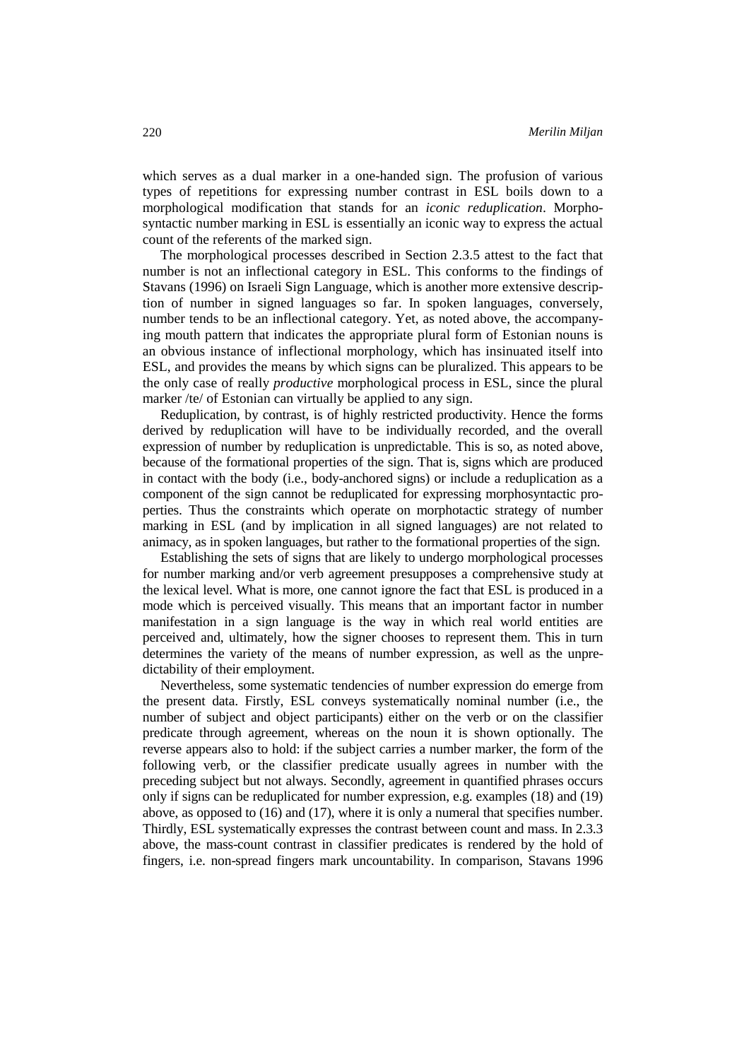which serves as a dual marker in a one-handed sign. The profusion of various types of repetitions for expressing number contrast in ESL boils down to a morphological modification that stands for an *iconic reduplication*. Morphosyntactic number marking in ESL is essentially an iconic way to express the actual count of the referents of the marked sign.

The morphological processes described in Section 2.3.5 attest to the fact that number is not an inflectional category in ESL. This conforms to the findings of Stavans (1996) on Israeli Sign Language, which is another more extensive description of number in signed languages so far. In spoken languages, conversely, number tends to be an inflectional category. Yet, as noted above, the accompanying mouth pattern that indicates the appropriate plural form of Estonian nouns is an obvious instance of inflectional morphology, which has insinuated itself into ESL, and provides the means by which signs can be pluralized. This appears to be the only case of really *productive* morphological process in ESL, since the plural marker /te/ of Estonian can virtually be applied to any sign.

Reduplication, by contrast, is of highly restricted productivity. Hence the forms derived by reduplication will have to be individually recorded, and the overall expression of number by reduplication is unpredictable. This is so, as noted above, because of the formational properties of the sign. That is, signs which are produced in contact with the body (i.e., body-anchored signs) or include a reduplication as a component of the sign cannot be reduplicated for expressing morphosyntactic properties. Thus the constraints which operate on morphotactic strategy of number marking in ESL (and by implication in all signed languages) are not related to animacy, as in spoken languages, but rather to the formational properties of the sign.

Establishing the sets of signs that are likely to undergo morphological processes for number marking and/or verb agreement presupposes a comprehensive study at the lexical level. What is more, one cannot ignore the fact that ESL is produced in a mode which is perceived visually. This means that an important factor in number manifestation in a sign language is the way in which real world entities are perceived and, ultimately, how the signer chooses to represent them. This in turn determines the variety of the means of number expression, as well as the unpredictability of their employment.

Nevertheless, some systematic tendencies of number expression do emerge from the present data. Firstly, ESL conveys systematically nominal number (i.e., the number of subject and object participants) either on the verb or on the classifier predicate through agreement, whereas on the noun it is shown optionally. The reverse appears also to hold: if the subject carries a number marker, the form of the following verb, or the classifier predicate usually agrees in number with the preceding subject but not always. Secondly, agreement in quantified phrases occurs only if signs can be reduplicated for number expression, e.g. examples (18) and (19) above, as opposed to (16) and (17), where it is only a numeral that specifies number. Thirdly, ESL systematically expresses the contrast between count and mass. In 2.3.3 above, the mass-count contrast in classifier predicates is rendered by the hold of fingers, i.e. non-spread fingers mark uncountability. In comparison, Stavans 1996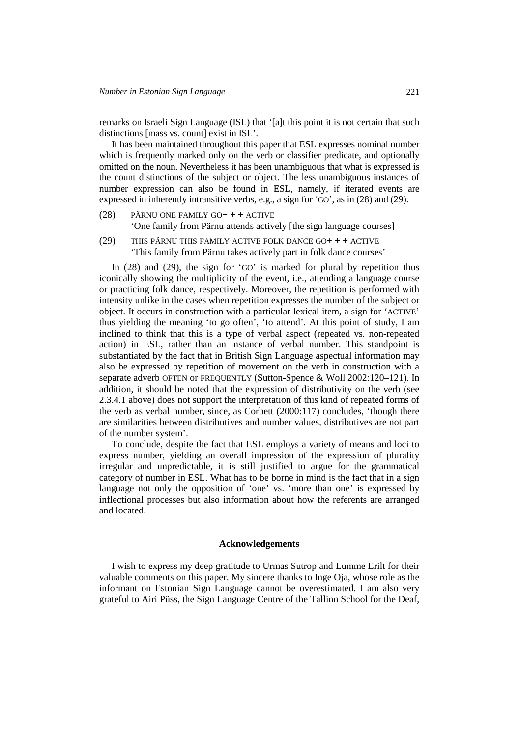remarks on Israeli Sign Language (ISL) that '[a]t this point it is not certain that such distinctions [mass vs. count] exist in ISL'.

It has been maintained throughout this paper that ESL expresses nominal number which is frequently marked only on the verb or classifier predicate, and optionally omitted on the noun. Nevertheless it has been unambiguous that what is expressed is the count distinctions of the subject or object. The less unambiguous instances of number expression can also be found in ESL, namely, if iterated events are expressed in inherently intransitive verbs, e.g., a sign for 'GO', as in (28) and (29).

(28) PÄRNU ONE FAMILY GO+ + + ACTIVE
'One family from Pärnu attends actively [the sign language courses]

(29) THIS PÄRNU THIS FAMILY ACTIVE FOLK DANCE GO+ + + ACTIVE
'This family from Pärnu takes actively part in folk dance courses'

In (28) and (29), the sign for 'GO' is marked for plural by repetition thus iconically showing the multiplicity of the event, i.e., attending a language course or practicing folk dance, respectively. Moreover, the repetition is performed with intensity unlike in the cases when repetition expresses the number of the subject or object. It occurs in construction with a particular lexical item, a sign for 'ACTIVE' thus yielding the meaning 'to go often', 'to attend'. At this point of study, I am inclined to think that this is a type of verbal aspect (repeated vs. non-repeated action) in ESL, rather than an instance of verbal number. This standpoint is substantiated by the fact that in British Sign Language aspectual information may also be expressed by repetition of movement on the verb in construction with a separate adverb OFTEN or FREQUENTLY (Sutton-Spence & Woll 2002:120–121). In addition, it should be noted that the expression of distributivity on the verb (see 2.3.4.1 above) does not support the interpretation of this kind of repeated forms of the verb as verbal number, since, as Corbett (2000:117) concludes, 'though there are similarities between distributives and number values, distributives are not part of the number system'.

To conclude, despite the fact that ESL employs a variety of means and loci to express number, yielding an overall impression of the expression of plurality irregular and unpredictable, it is still justified to argue for the grammatical category of number in ESL. What has to be borne in mind is the fact that in a sign language not only the opposition of 'one' vs. 'more than one' is expressed by inflectional processes but also information about how the referents are arranged and located.

## Acknowledgements

I wish to express my deep gratitude to Urmas Sutrop and Lumme Erilt for their valuable comments on this paper. My sincere thanks to Inge Oja, whose role as the informant on Estonian Sign Language cannot be overestimated. I am also very grateful to Airi Püss, the Sign Language Centre of the Tallinn School for the Deaf,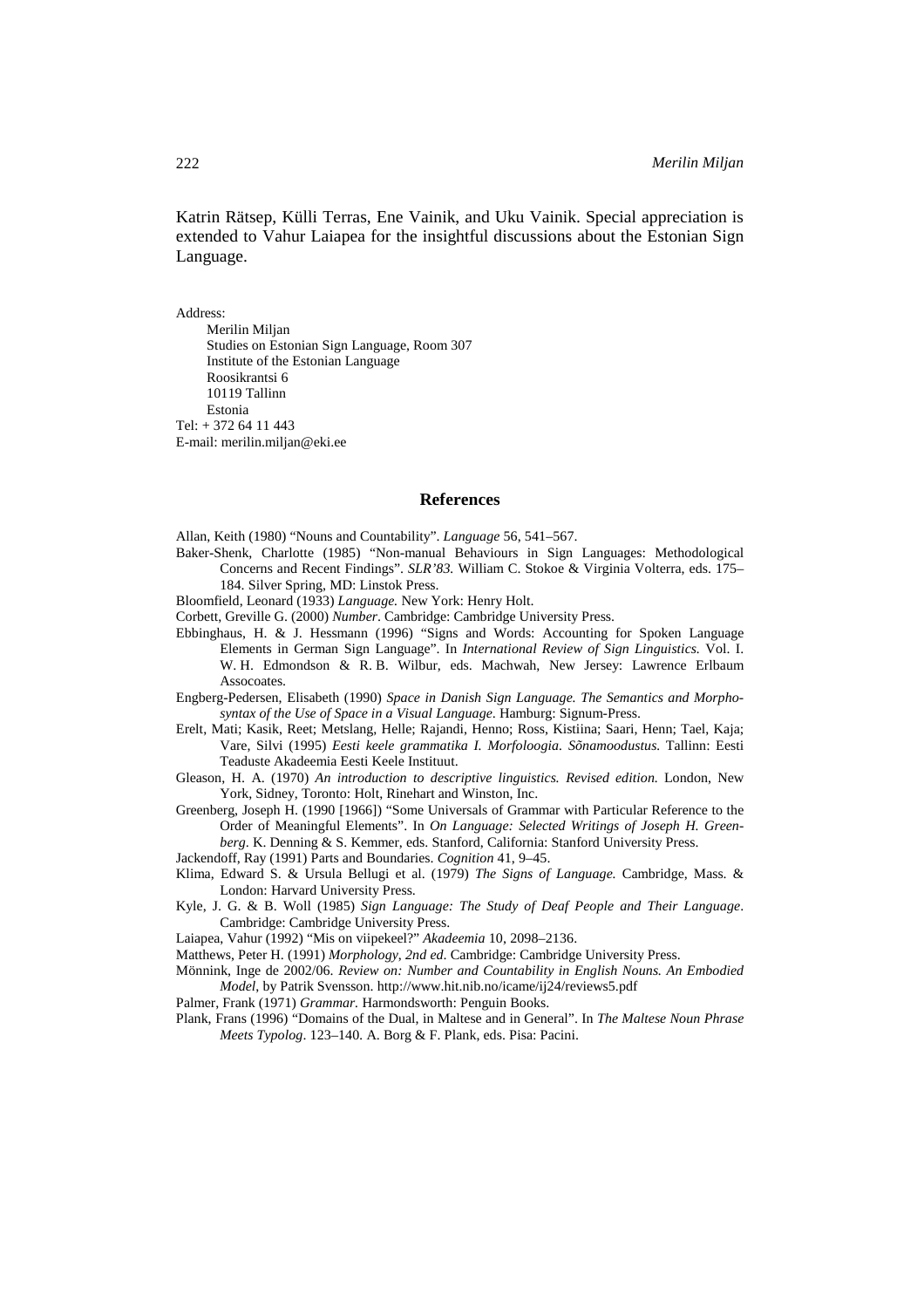Katrin Rätsep, Külli Terras, Ene Vainik, and Uku Vainik. Special appreciation is extended to Vahur Laiapea for the insightful discussions about the Estonian Sign Language.

Address:
Merilin Miljan
Studies on Estonian Sign Language, Room 307
Institute of the Estonian Language
Roosikrantsi 6
10119 Tallinn
Estonia
Tel: + 372 64 11 443
E-mail: merilin.miljan@eki.ee

## References

Allan, Keith (1980) "Nouns and Countability". *Language* 56, 541–567.

Baker-Shenk, Charlotte (1985) "Non-manual Behaviours in Sign Languages: Methodological Concerns and Recent Findings". *SLR'83.* William C. Stokoe & Virginia Volterra, eds. 175–184. Silver Spring, MD: Linstok Press.

Bloomfield, Leonard (1933) *Language.* New York: Henry Holt.

Corbett, Greville G. (2000) *Number*. Cambridge: Cambridge University Press.

Ebbinghaus, H. & J. Hessmann (1996) "Signs and Words: Accounting for Spoken Language Elements in German Sign Language". In *International Review of Sign Linguistics.* Vol. I. W. H. Edmondson & R. B. Wilbur, eds. Machwah, New Jersey: Lawrence Erlbaum Assocoates.

Engberg-Pedersen, Elisabeth (1990) *Space in Danish Sign Language. The Semantics and Morphosyntax of the Use of Space in a Visual Language.* Hamburg: Signum-Press.

Erelt, Mati; Kasik, Reet; Metslang, Helle; Rajandi, Henno; Ross, Kistiina; Saari, Henn; Tael, Kaja; Vare, Silvi (1995) *Eesti keele grammatika I. Morfoloogia. Sõnamoodustus.* Tallinn: Eesti Teaduste Akadeemia Eesti Keele Instituut.

Gleason, H. A. (1970) *An introduction to descriptive linguistics. Revised edition.* London, New York, Sidney, Toronto: Holt, Rinehart and Winston, Inc.

Greenberg, Joseph H. (1990 [1966]) "Some Universals of Grammar with Particular Reference to the Order of Meaningful Elements". In *On Language: Selected Writings of Joseph H. Greenberg*. K. Denning & S. Kemmer, eds. Stanford, California: Stanford University Press.

Jackendoff, Ray (1991) Parts and Boundaries. *Cognition* 41, 9–45.

Klima, Edward S. & Ursula Bellugi et al. (1979) *The Signs of Language.* Cambridge, Mass. & London: Harvard University Press.

Kyle, J. G. & B. Woll (1985) *Sign Language: The Study of Deaf People and Their Language*. Cambridge: Cambridge University Press.

Laiapea, Vahur (1992) "Mis on viipekeel?" *Akadeemia* 10, 2098–2136.

Matthews, Peter H. (1991) *Morphology, 2nd ed*. Cambridge: Cambridge University Press.

Mönnink, Inge de 2002/06. *Review on: Number and Countability in English Nouns. An Embodied Model*, by Patrik Svensson. http://www.hit.nib.no/icame/ij24/reviews5.pdf

Palmer, Frank (1971) *Grammar.* Harmondsworth: Penguin Books.

Plank, Frans (1996) "Domains of the Dual, in Maltese and in General". In *The Maltese Noun Phrase Meets Typolog*. 123–140. A. Borg & F. Plank, eds. Pisa: Pacini.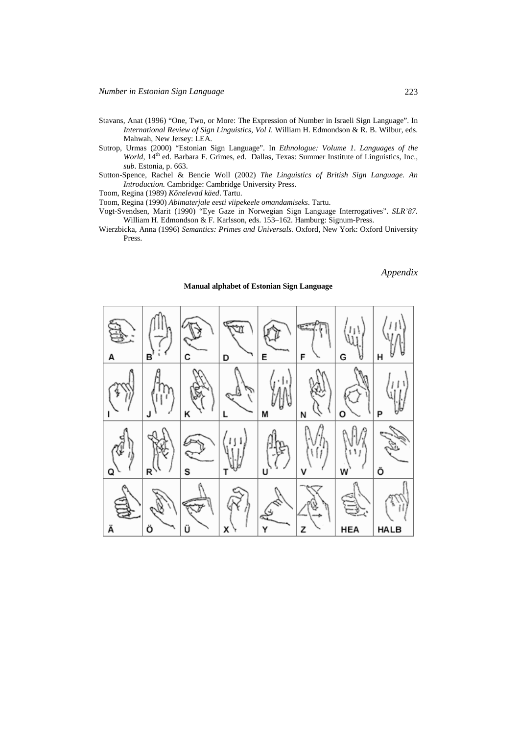Stavans, Anat (1996) "One, Two, or More: The Expression of Number in Israeli Sign Language". In *International Review of Sign Linguistics, Vol I.* William H. Edmondson & R. B. Wilbur, eds. Mahwah, New Jersey: LEA.

Sutrop, Urmas (2000) "Estonian Sign Language". In *Ethnologue: Volume 1. Languages of the World,* 14th ed. Barbara F. Grimes, ed. Dallas, Texas: Summer Institute of Linguistics, Inc., *sub.* Estonia, p. 663.

Sutton-Spence, Rachel & Bencie Woll (2002) *The Linguistics of British Sign Language. An Introduction.* Cambridge: Cambridge University Press.

Toom, Regina (1989) *Kõnelevad käed*. Tartu.

Toom, Regina (1990) *Abimaterjale eesti viipekeele omandamiseks*. Tartu.

Vogt-Svendsen, Marit (1990) "Eye Gaze in Norwegian Sign Language Interrogatives". *SLR'87.* William H. Edmondson & F. Karlsson, eds. 153–162. Hamburg: Signum-Press.

Wierzbicka, Anna (1996) *Semantics: Primes and Universals.* Oxford, New York: Oxford University Press.

*Appendix*

**Manual alphabet of Estonian Sign Language**

A B C D E F G H

I J K L M N O P

Q R S T U V W Õ

Ä Ö Ü X Y Z HEA HALB